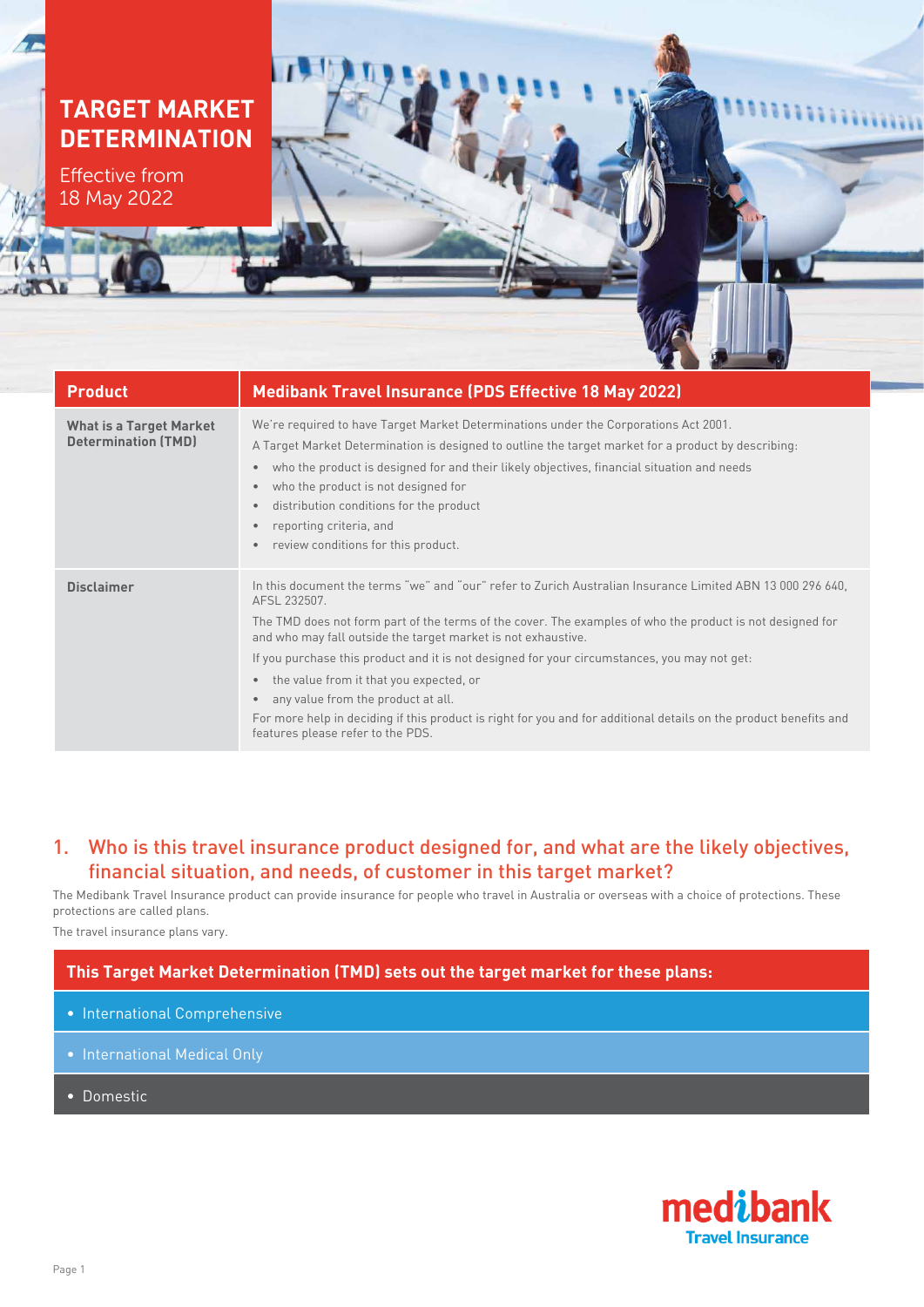# TARGET MARKET DETERMINATION

Effective from 18 May 2022

| Product | Medibank Travel Insurance (PDS Effective 18 May 2022) |
|---|---|
| **What is a Target Market Determination (TMD)** | We're required to have Target Market Determinations under the Corporations Act 2001.<br>A Target Market Determination is designed to outline the target market for a product by describing:<br>• who the product is designed for and their likely objectives, financial situation and needs<br>• who the product is not designed for<br>• distribution conditions for the product<br>• reporting criteria, and<br>• review conditions for this product. |
| **Disclaimer** | In this document the terms "we" and "our" refer to Zurich Australian Insurance Limited ABN 13 000 296 640, AFSL 232507.<br>The TMD does not form part of the terms of the cover. The examples of who the product is not designed for and who may fall outside the target market is not exhaustive.<br>If you purchase this product and it is not designed for your circumstances, you may not get:<br>• the value from it that you expected, or<br>• any value from the product at all.<br>For more help in deciding if this product is right for you and for additional details on the product benefits and features please refer to the PDS. |

## 1. Who is this travel insurance product designed for, and what are the likely objectives, financial situation, and needs, of customer in this target market?

The Medibank Travel Insurance product can provide insurance for people who travel in Australia or overseas with a choice of protections. These protections are called plans.

The travel insurance plans vary.

**This Target Market Determination (TMD) sets out the target market for these plans:**

- International Comprehensive
- International Medical Only
- Domestic

medibank Travel Insurance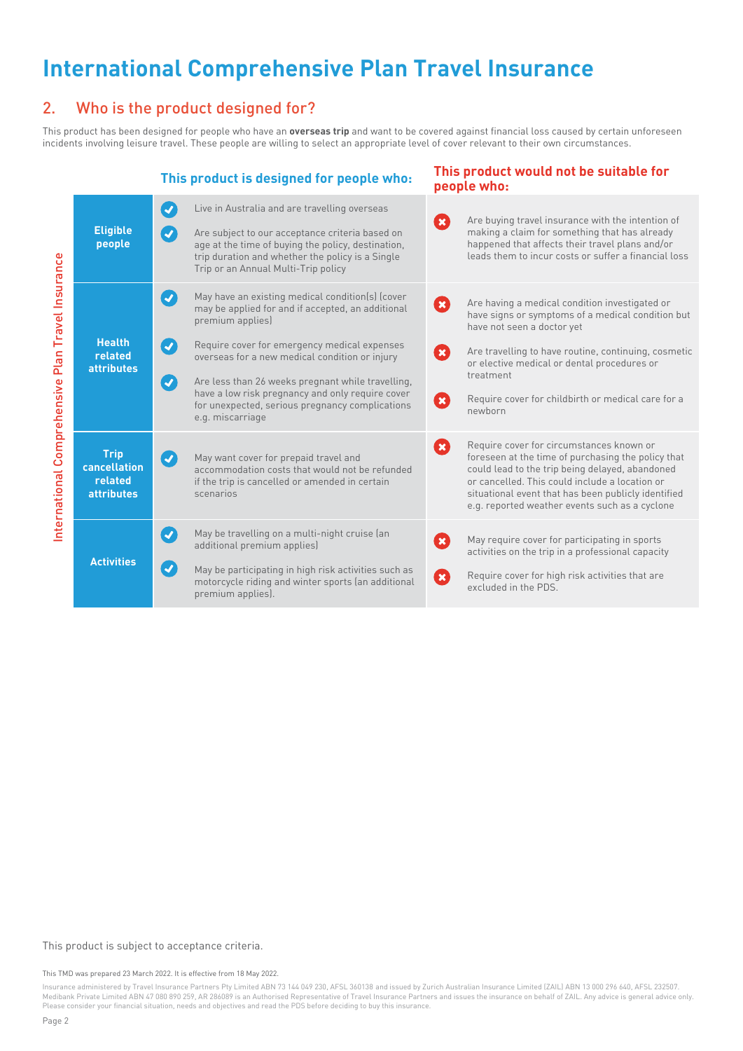# International Comprehensive Plan Travel Insurance

## 2. Who is the product designed for?

This product has been designed for people who have an **overseas trip** and want to be covered against financial loss caused by certain unforeseen incidents involving leisure travel. These people are willing to select an appropriate level of cover relevant to their own circumstances.

International Comprehensive Plan Travel Insurance

| | This product is designed for people who: | This product would not be suitable for people who: |
|---|---|---|
| **Eligible people** | ✔ Live in Australia and are travelling overseas<br>✔ Are subject to our acceptance criteria based on age at the time of buying the policy, destination, trip duration and whether the policy is a Single Trip or an Annual Multi-Trip policy | ✖ Are buying travel insurance with the intention of making a claim for something that has already happened that affects their travel plans and/or leads them to incur costs or suffer a financial loss |
| **Health related attributes** | ✔ May have an existing medical condition(s) (cover may be applied for and if accepted, an additional premium applies)<br>✔ Require cover for emergency medical expenses overseas for a new medical condition or injury<br>✔ Are less than 26 weeks pregnant while travelling, have a low risk pregnancy and only require cover for unexpected, serious pregnancy complications e.g. miscarriage | ✖ Are having a medical condition investigated or have signs or symptoms of a medical condition but have not seen a doctor yet<br>✖ Are travelling to have routine, continuing, cosmetic or elective medical or dental procedures or treatment<br>✖ Require cover for childbirth or medical care for a newborn |
| **Trip cancellation related attributes** | ✔ May want cover for prepaid travel and accommodation costs that would not be refunded if the trip is cancelled or amended in certain scenarios | ✖ Require cover for circumstances known or foreseen at the time of purchasing the policy that could lead to the trip being delayed, abandoned or cancelled. This could include a location or situational event that has been publicly identified e.g. reported weather events such as a cyclone |
| **Activities** | ✔ May be travelling on a multi-night cruise (an additional premium applies)<br>✔ May be participating in high risk activities such as motorcycle riding and winter sports (an additional premium applies). | ✖ May require cover for participating in sports activities on the trip in a professional capacity<br>✖ Require cover for high risk activities that are excluded in the PDS. |

This product is subject to acceptance criteria.

This TMD was prepared 23 March 2022. It is effective from 18 May 2022.

Insurance administered by Travel Insurance Partners Pty Limited ABN 73 144 049 230, AFSL 360138 and issued by Zurich Australian Insurance Limited (ZAIL) ABN 13 000 296 640, AFSL 232507. Medibank Private Limited ABN 47 080 890 259, AR 286089 is an Authorised Representative of Travel Insurance Partners and issues the insurance on behalf of ZAIL. Any advice is general advice only. Please consider your financial situation, needs and objectives and read the PDS before deciding to buy this insurance.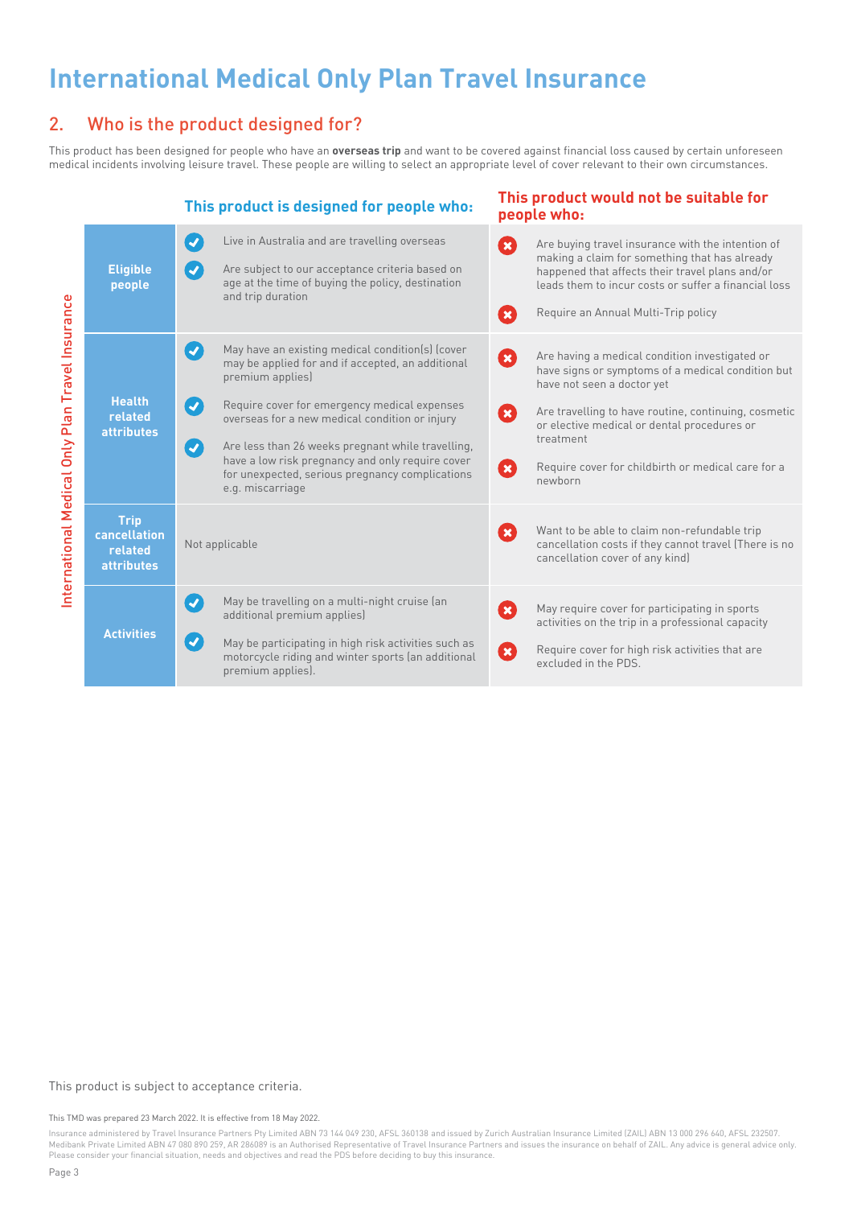# International Medical Only Plan Travel Insurance

## 2. Who is the product designed for?

This product has been designed for people who have an **overseas trip** and want to be covered against financial loss caused by certain unforeseen medical incidents involving leisure travel. These people are willing to select an appropriate level of cover relevant to their own circumstances.

*International Medical Only Plan Travel Insurance*

| | This product is designed for people who: | This product would not be suitable for people who: |
|---|---|---|
| **Eligible people** | ✔ Live in Australia and are travelling overseas<br>✔ Are subject to our acceptance criteria based on age at the time of buying the policy, destination and trip duration | ✖ Are buying travel insurance with the intention of making a claim for something that has already happened that affects their travel plans and/or leads them to incur costs or suffer a financial loss<br>✖ Require an Annual Multi-Trip policy |
| **Health related attributes** | ✔ May have an existing medical condition(s) (cover may be applied for and if accepted, an additional premium applies)<br>✔ Require cover for emergency medical expenses overseas for a new medical condition or injury<br>✔ Are less than 26 weeks pregnant while travelling, have a low risk pregnancy and only require cover for unexpected, serious pregnancy complications e.g. miscarriage | ✖ Are having a medical condition investigated or have signs or symptoms of a medical condition but have not seen a doctor yet<br>✖ Are travelling to have routine, continuing, cosmetic or elective medical or dental procedures or treatment<br>✖ Require cover for childbirth or medical care for a newborn |
| **Trip cancellation related attributes** | Not applicable | ✖ Want to be able to claim non-refundable trip cancellation costs if they cannot travel (There is no cancellation cover of any kind) |
| **Activities** | ✔ May be travelling on a multi-night cruise (an additional premium applies)<br>✔ May be participating in high risk activities such as motorcycle riding and winter sports (an additional premium applies). | ✖ May require cover for participating in sports activities on the trip in a professional capacity<br>✖ Require cover for high risk activities that are excluded in the PDS. |

This product is subject to acceptance criteria.

This TMD was prepared 23 March 2022. It is effective from 18 May 2022.

Insurance administered by Travel Insurance Partners Pty Limited ABN 73 144 049 230, AFSL 360138 and issued by Zurich Australian Insurance Limited (ZAIL) ABN 13 000 296 640, AFSL 232507. Medibank Private Limited ABN 47 080 890 259, AR 286089 is an Authorised Representative of Travel Insurance Partners and issues the insurance on behalf of ZAIL. Any advice is general advice only. Please consider your financial situation, needs and objectives and read the PDS before deciding to buy this insurance.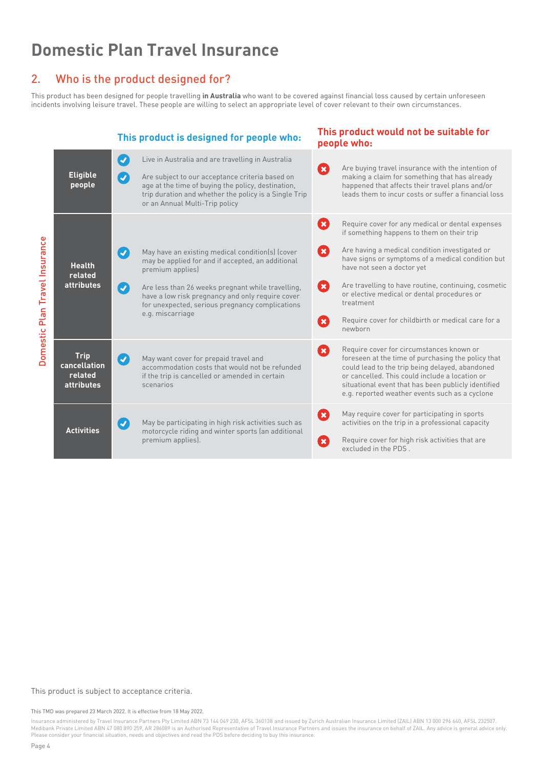# Domestic Plan Travel Insurance

## 2. Who is the product designed for?

This product has been designed for people travelling **in Australia** who want to be covered against financial loss caused by certain unforeseen incidents involving leisure travel. These people are willing to select an appropriate level of cover relevant to their own circumstances.

**Domestic Plan Travel Insurance**

| | This product is designed for people who: | This product would not be suitable for people who: |
|---|---|---|
| **Eligible people** | ✔ Live in Australia and are travelling in Australia<br>✔ Are subject to our acceptance criteria based on age at the time of buying the policy, destination, trip duration and whether the policy is a Single Trip or an Annual Multi-Trip policy | ✖ Are buying travel insurance with the intention of making a claim for something that has already happened that affects their travel plans and/or leads them to incur costs or suffer a financial loss |
| **Health related attributes** | ✔ May have an existing medical condition(s) (cover may be applied for and if accepted, an additional premium applies)<br>✔ Are less than 26 weeks pregnant while travelling, have a low risk pregnancy and only require cover for unexpected, serious pregnancy complications e.g. miscarriage | ✖ Require cover for any medical or dental expenses if something happens to them on their trip<br>✖ Are having a medical condition investigated or have signs or symptoms of a medical condition but have not seen a doctor yet<br>✖ Are travelling to have routine, continuing, cosmetic or elective medical or dental procedures or treatment<br>✖ Require cover for childbirth or medical care for a newborn |
| **Trip cancellation related attributes** | ✔ May want cover for prepaid travel and accommodation costs that would not be refunded if the trip is cancelled or amended in certain scenarios | ✖ Require cover for circumstances known or foreseen at the time of purchasing the policy that could lead to the trip being delayed, abandoned or cancelled. This could include a location or situational event that has been publicly identified e.g. reported weather events such as a cyclone |
| **Activities** | ✔ May be participating in high risk activities such as motorcycle riding and winter sports (an additional premium applies). | ✖ May require cover for participating in sports activities on the trip in a professional capacity<br>✖ Require cover for high risk activities that are excluded in the PDS . |

This product is subject to acceptance criteria.

This TMD was prepared 23 March 2022. It is effective from 18 May 2022.

Insurance administered by Travel Insurance Partners Pty Limited ABN 73 144 049 230, AFSL 360138 and issued by Zurich Australian Insurance Limited (ZAIL) ABN 13 000 296 640, AFSL 232507. Medibank Private Limited ABN 47 080 890 259, AR 286089 is an Authorised Representative of Travel Insurance Partners and issues the insurance on behalf of ZAIL. Any advice is general advice only. Please consider your financial situation, needs and objectives and read the PDS before deciding to buy this insurance.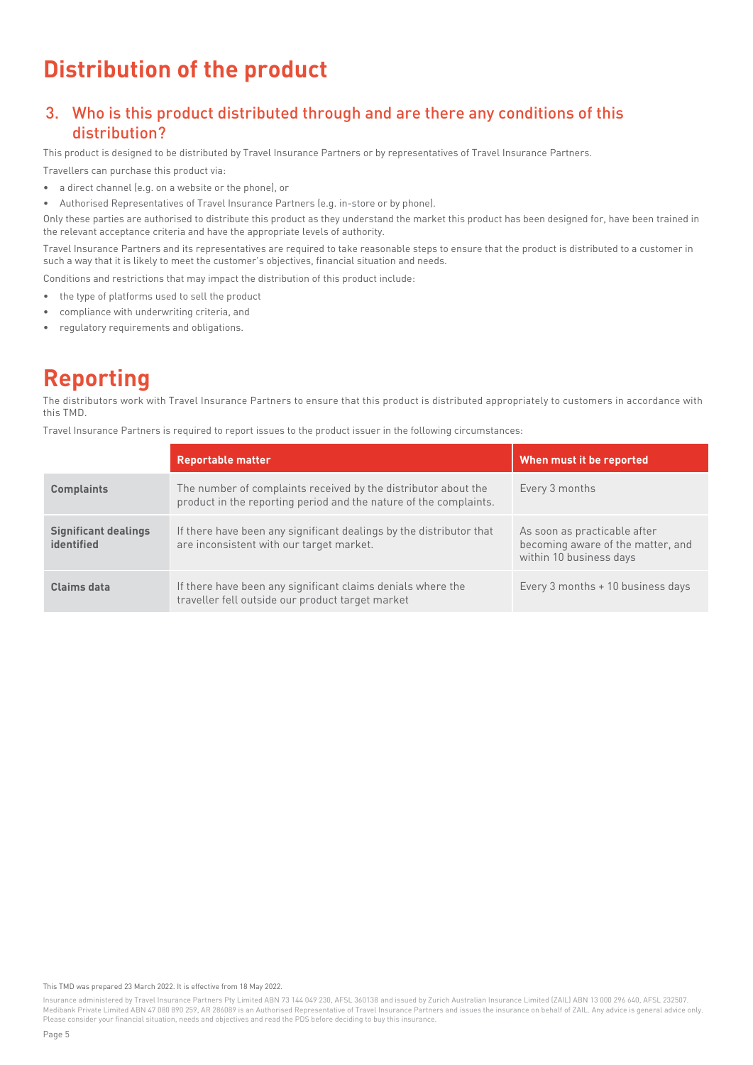# Distribution of the product

## 3. Who is this product distributed through and are there any conditions of this distribution?

This product is designed to be distributed by Travel Insurance Partners or by representatives of Travel Insurance Partners.

Travellers can purchase this product via:

- a direct channel (e.g. on a website or the phone), or
- Authorised Representatives of Travel Insurance Partners (e.g. in-store or by phone).

Only these parties are authorised to distribute this product as they understand the market this product has been designed for, have been trained in the relevant acceptance criteria and have the appropriate levels of authority.

Travel Insurance Partners and its representatives are required to take reasonable steps to ensure that the product is distributed to a customer in such a way that it is likely to meet the customer's objectives, financial situation and needs.

Conditions and restrictions that may impact the distribution of this product include:

- the type of platforms used to sell the product
- compliance with underwriting criteria, and
- regulatory requirements and obligations.

# Reporting

The distributors work with Travel Insurance Partners to ensure that this product is distributed appropriately to customers in accordance with this TMD.

Travel Insurance Partners is required to report issues to the product issuer in the following circumstances:

| | Reportable matter | When must it be reported |
|---|---|---|
| **Complaints** | The number of complaints received by the distributor about the product in the reporting period and the nature of the complaints. | Every 3 months |
| **Significant dealings identified** | If there have been any significant dealings by the distributor that are inconsistent with our target market. | As soon as practicable after becoming aware of the matter, and within 10 business days |
| **Claims data** | If there have been any significant claims denials where the traveller fell outside our product target market | Every 3 months + 10 business days |

This TMD was prepared 23 March 2022. It is effective from 18 May 2022.

Insurance administered by Travel Insurance Partners Pty Limited ABN 73 144 049 230, AFSL 360138 and issued by Zurich Australian Insurance Limited (ZAIL) ABN 13 000 296 640, AFSL 232507. Medibank Private Limited ABN 47 080 890 259, AR 286089 is an Authorised Representative of Travel Insurance Partners and issues the insurance on behalf of ZAIL. Any advice is general advice only. Please consider your financial situation, needs and objectives and read the PDS before deciding to buy this insurance.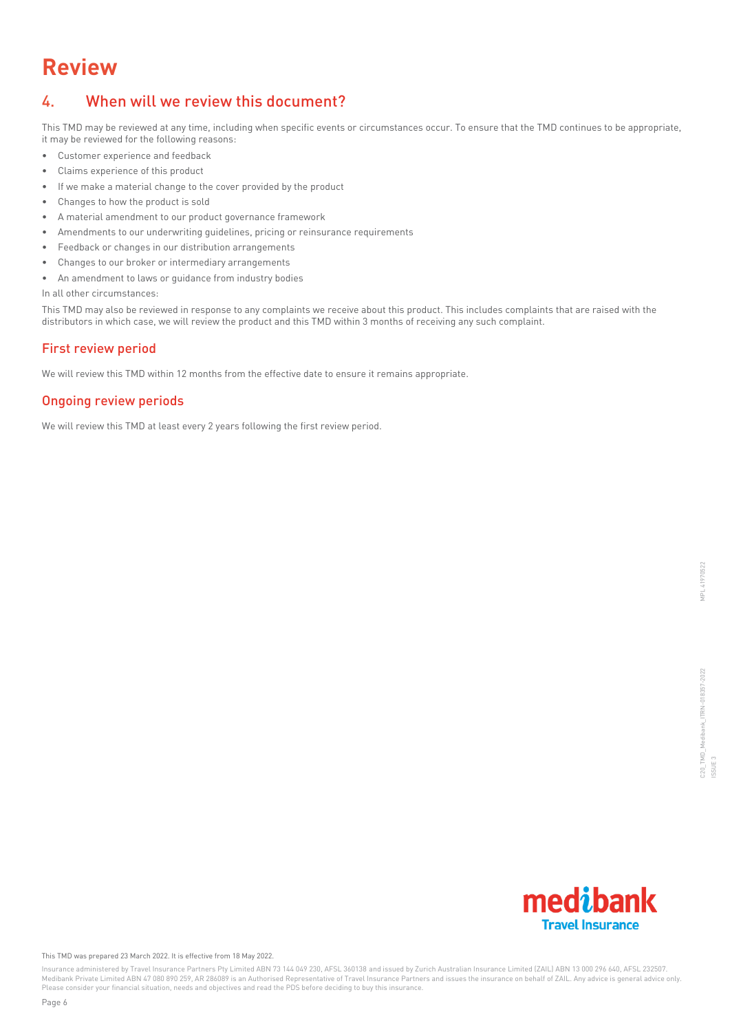# Review

## 4. When will we review this document?

This TMD may be reviewed at any time, including when specific events or circumstances occur. To ensure that the TMD continues to be appropriate, it may be reviewed for the following reasons:

- Customer experience and feedback
- Claims experience of this product
- If we make a material change to the cover provided by the product
- Changes to how the product is sold
- A material amendment to our product governance framework
- Amendments to our underwriting guidelines, pricing or reinsurance requirements
- Feedback or changes in our distribution arrangements
- Changes to our broker or intermediary arrangements
- An amendment to laws or guidance from industry bodies

In all other circumstances:

This TMD may also be reviewed in response to any complaints we receive about this product. This includes complaints that are raised with the distributors in which case, we will review the product and this TMD within 3 months of receiving any such complaint.

### First review period

We will review this TMD within 12 months from the effective date to ensure it remains appropriate.

### Ongoing review periods

We will review this TMD at least every 2 years following the first review period.

MPL41970522

C20_TMD_Medibank_ITRN-018357-2022
ISSUE 3

medibank Travel Insurance

This TMD was prepared 23 March 2022. It is effective from 18 May 2022.

Insurance administered by Travel Insurance Partners Pty Limited ABN 73 144 049 230, AFSL 360138 and issued by Zurich Australian Insurance Limited (ZAIL) ABN 13 000 296 640, AFSL 232507. Medibank Private Limited ABN 47 080 890 259, AR 286089 is an Authorised Representative of Travel Insurance Partners and issues the insurance on behalf of ZAIL. Any advice is general advice only. Please consider your financial situation, needs and objectives and read the PDS before deciding to buy this insurance.